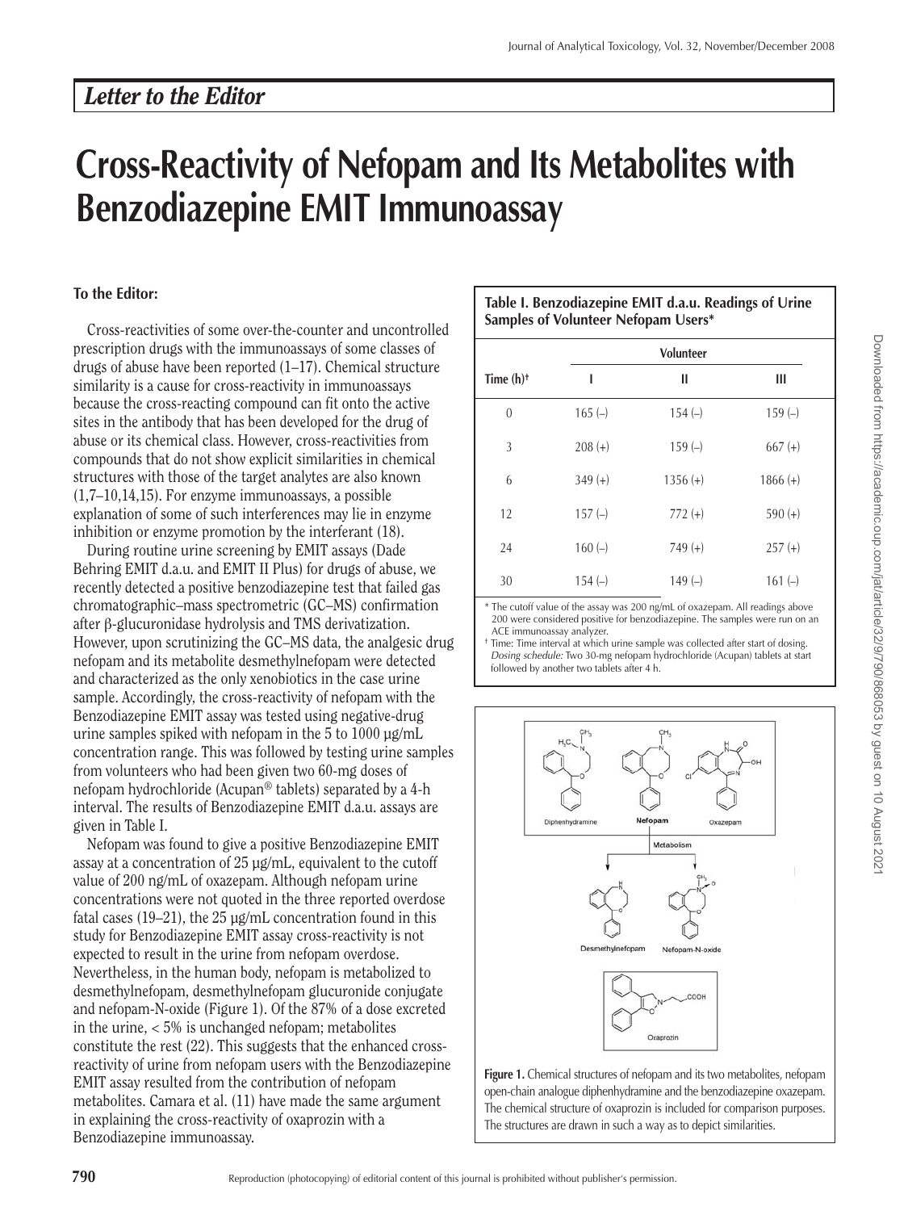## *Letter to the Editor*

# Cross-Reactivity of Nefopam and Its Metabolites with Benzodiazepine EMIT Immunoassay

**To the Editor:**

Cross-reactivities of some over-the-counter and uncontrolled prescription drugs with the immunoassays of some classes of drugs of abuse have been reported (1–17). Chemical structure similarity is a cause for cross-reactivity in immunoassays because the cross-reacting compound can fit onto the active sites in the antibody that has been developed for the drug of abuse or its chemical class. However, cross-reactivities from compounds that do not show explicit similarities in chemical structures with those of the target analytes are also known (1,7–10,14,15). For enzyme immunoassays, a possible explanation of some of such interferences may lie in enzyme inhibition or enzyme promotion by the interferant (18).

During routine urine screening by EMIT assays (Dade Behring EMIT d.a.u. and EMIT II Plus) for drugs of abuse, we recently detected a positive benzodiazepine test that failed gas chromatographic–mass spectrometric (GC–MS) confirmation after β-glucuronidase hydrolysis and TMS derivatization. However, upon scrutinizing the GC–MS data, the analgesic drug nefopam and its metabolite desmethylnefopam were detected and characterized as the only xenobiotics in the case urine sample. Accordingly, the cross-reactivity of nefopam with the Benzodiazepine EMIT assay was tested using negative-drug urine samples spiked with nefopam in the 5 to 1000 µg/mL concentration range. This was followed by testing urine samples from volunteers who had been given two 60-mg doses of nefopam hydrochloride (Acupan® tablets) separated by a 4-h interval. The results of Benzodiazepine EMIT d.a.u. assays are given in Table I.

Nefopam was found to give a positive Benzodiazepine EMIT assay at a concentration of 25 µg/mL, equivalent to the cutoff value of 200 ng/mL of oxazepam. Although nefopam urine concentrations were not quoted in the three reported overdose fatal cases (19–21), the 25 µg/mL concentration found in this study for Benzodiazepine EMIT assay cross-reactivity is not expected to result in the urine from nefopam overdose. Nevertheless, in the human body, nefopam is metabolized to desmethylnefopam, desmethylnefopam glucuronide conjugate and nefopam-N-oxide (Figure 1). Of the 87% of a dose excreted in the urine, < 5% is unchanged nefopam; metabolites constitute the rest (22). This suggests that the enhanced cross-reactivity of urine from nefopam users with the Benzodiazepine EMIT assay resulted from the contribution of nefopam metabolites. Camara et al. (11) have made the same argument in explaining the cross-reactivity of oxaprozin with a Benzodiazepine immunoassay.

**Table I. Benzodiazepine EMIT d.a.u. Readings of Urine Samples of Volunteer Nefopam Users***

| | Volunteer | | |
|---|---|---|---|
| Time (h)[†] | I | II | III |
| 0 | 165 (–) | 154 (–) | 159 (–) |
| 3 | 208 (+) | 159 (–) | 667 (+) |
| 6 | 349 (+) | 1356 (+) | 1866 (+) |
| 12 | 157 (–) | 772 (+) | 590 (+) |
| 24 | 160 (–) | 749 (+) | 257 (+) |
| 30 | 154 (–) | 149 (–) | 161 (–) |

\* The cutoff value of the assay was 200 ng/mL of oxazepam. All readings above 200 were considered positive for benzodiazepine. The samples were run on an ACE immunoassay analyzer.

† Time: Time interval at which urine sample was collected after start of dosing. *Dosing schedule:* Two 30-mg nefopam hydrochloride (Acupan) tablets at start followed by another two tablets after 4 h.

**Figure 1.** Chemical structures of nefopam and its two metabolites, nefopam open-chain analogue diphenhydramine and the benzodiazepine oxazepam. The chemical structure of oxaprozin is included for comparison purposes. The structures are drawn in such a way as to depict similarities.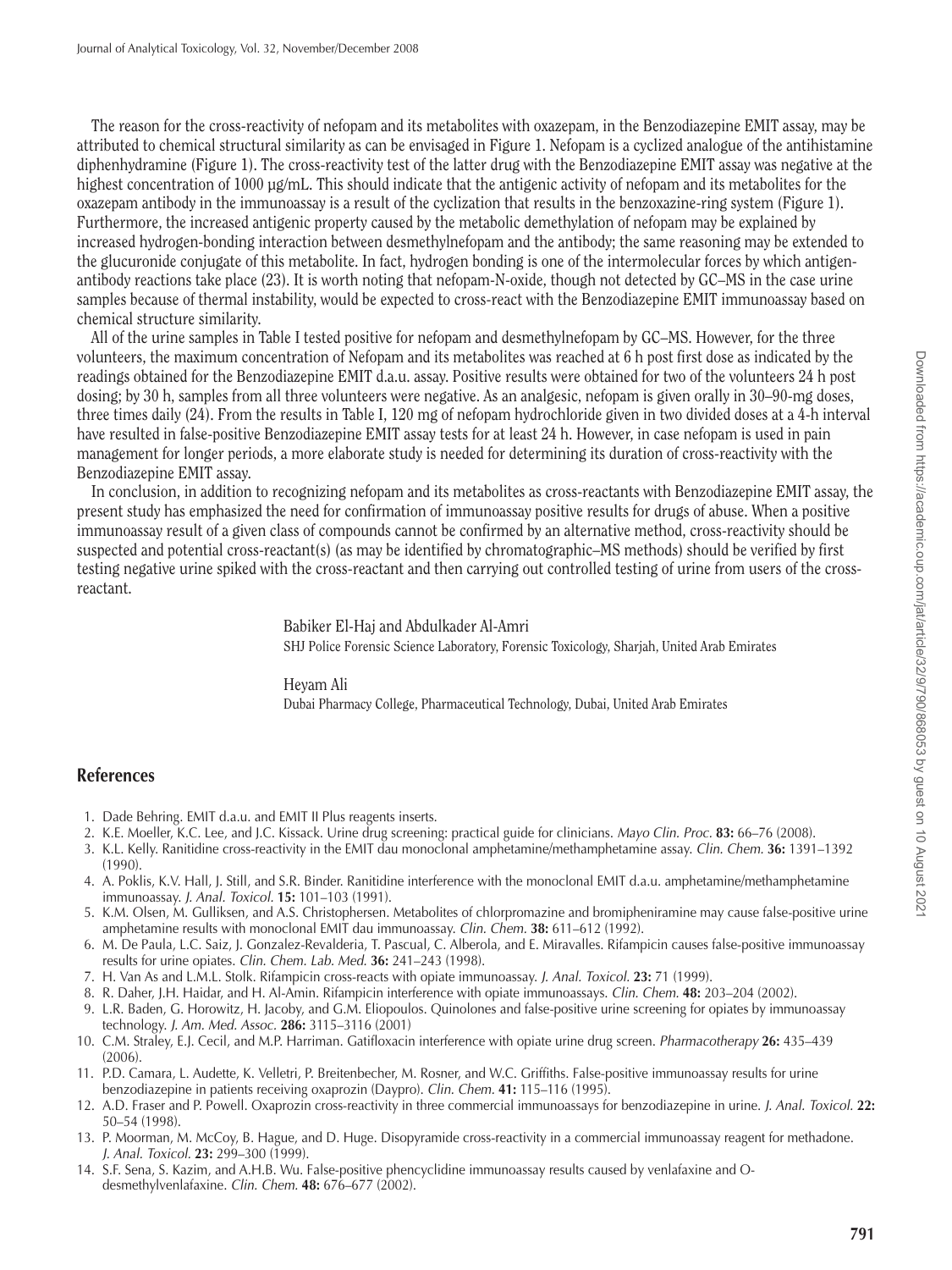The reason for the cross-reactivity of nefopam and its metabolites with oxazepam, in the Benzodiazepine EMIT assay, may be attributed to chemical structural similarity as can be envisaged in Figure 1. Nefopam is a cyclized analogue of the antihistamine diphenhydramine (Figure 1). The cross-reactivity test of the latter drug with the Benzodiazepine EMIT assay was negative at the highest concentration of 1000 µg/mL. This should indicate that the antigenic activity of nefopam and its metabolites for the oxazepam antibody in the immunoassay is a result of the cyclization that results in the benzoxazine-ring system (Figure 1). Furthermore, the increased antigenic property caused by the metabolic demethylation of nefopam may be explained by increased hydrogen-bonding interaction between desmethylnefopam and the antibody; the same reasoning may be extended to the glucuronide conjugate of this metabolite. In fact, hydrogen bonding is one of the intermolecular forces by which antigen-antibody reactions take place (23). It is worth noting that nefopam-N-oxide, though not detected by GC–MS in the case urine samples because of thermal instability, would be expected to cross-react with the Benzodiazepine EMIT immunoassay based on chemical structure similarity.

All of the urine samples in Table I tested positive for nefopam and desmethylnefopam by GC–MS. However, for the three volunteers, the maximum concentration of Nefopam and its metabolites was reached at 6 h post first dose as indicated by the readings obtained for the Benzodiazepine EMIT d.a.u. assay. Positive results were obtained for two of the volunteers 24 h post dosing; by 30 h, samples from all three volunteers were negative. As an analgesic, nefopam is given orally in 30–90-mg doses, three times daily (24). From the results in Table I, 120 mg of nefopam hydrochloride given in two divided doses at a 4-h interval have resulted in false-positive Benzodiazepine EMIT assay tests for at least 24 h. However, in case nefopam is used in pain management for longer periods, a more elaborate study is needed for determining its duration of cross-reactivity with the Benzodiazepine EMIT assay.

In conclusion, in addition to recognizing nefopam and its metabolites as cross-reactants with Benzodiazepine EMIT assay, the present study has emphasized the need for confirmation of immunoassay positive results for drugs of abuse. When a positive immunoassay result of a given class of compounds cannot be confirmed by an alternative method, cross-reactivity should be suspected and potential cross-reactant(s) (as may be identified by chromatographic–MS methods) should be verified by first testing negative urine spiked with the cross-reactant and then carrying out controlled testing of urine from users of the cross-reactant.

Babiker El-Haj and Abdulkader Al-Amri
SHJ Police Forensic Science Laboratory, Forensic Toxicology, Sharjah, United Arab Emirates

Heyam Ali
Dubai Pharmacy College, Pharmaceutical Technology, Dubai, United Arab Emirates

## References

1. Dade Behring. EMIT d.a.u. and EMIT II Plus reagents inserts.
2. K.E. Moeller, K.C. Lee, and J.C. Kissack. Urine drug screening: practical guide for clinicians. *Mayo Clin. Proc.* **83:** 66–76 (2008).
3. K.L. Kelly. Ranitidine cross-reactivity in the EMIT dau monoclonal amphetamine/methamphetamine assay. *Clin. Chem.* **36:** 1391–1392 (1990).
4. A. Poklis, K.V. Hall, J. Still, and S.R. Binder. Ranitidine interference with the monoclonal EMIT d.a.u. amphetamine/methamphetamine immunoassay. *J. Anal. Toxicol.* **15:** 101–103 (1991).
5. K.M. Olsen, M. Gulliksen, and A.S. Christophersen. Metabolites of chlorpromazine and brompheniramine may cause false-positive urine amphetamine results with monoclonal EMIT dau immunoassay. *Clin. Chem.* **38:** 611–612 (1992).
6. M. De Paula, L.C. Saiz, J. Gonzalez-Revalderia, T. Pascual, C. Alberola, and E. Miravalles. Rifampicin causes false-positive immunoassay results for urine opiates. *Clin. Chem. Lab. Med.* **36:** 241–243 (1998).
7. H. Van As and L.M.L. Stolk. Rifampicin cross-reacts with opiate immunoassay. *J. Anal. Toxicol.* **23:** 71 (1999).
8. R. Daher, J.H. Haidar, and H. Al-Amin. Rifampicin interference with opiate immunoassays. *Clin. Chem.* **48:** 203–204 (2002).
9. L.R. Baden, G. Horowitz, H. Jacoby, and G.M. Eliopoulos. Quinolones and false-positive urine screening for opiates by immunoassay technology. *J. Am. Med. Assoc.* **286:** 3115–3116 (2001)
10. C.M. Straley, E.J. Cecil, and M.P. Harriman. Gatifloxacin interference with opiate urine drug screen. *Pharmacotherapy* **26:** 435–439 (2006).
11. P.D. Camara, L. Audette, K. Velletri, P. Breitenbecher, M. Rosner, and W.C. Griffiths. False-positive immunoassay results for urine benzodiazepine in patients receiving oxaprozin (Daypro). *Clin. Chem.* **41:** 115–116 (1995).
12. A.D. Fraser and P. Powell. Oxaprozin cross-reactivity in three commercial immunoassays for benzodiazepine in urine. *J. Anal. Toxicol.* **22:** 50–54 (1998).
13. P. Moorman, M. McCoy, B. Hague, and D. Huge. Disopyramide cross-reactivity in a commercial immunoassay reagent for methadone. *J. Anal. Toxicol.* **23:** 299–300 (1999).
14. S.F. Sena, S. Kazim, and A.H.B. Wu. False-positive phencyclidine immunoassay results caused by venlafaxine and O-desmethylvenlafaxine. *Clin. Chem.* **48:** 676–677 (2002).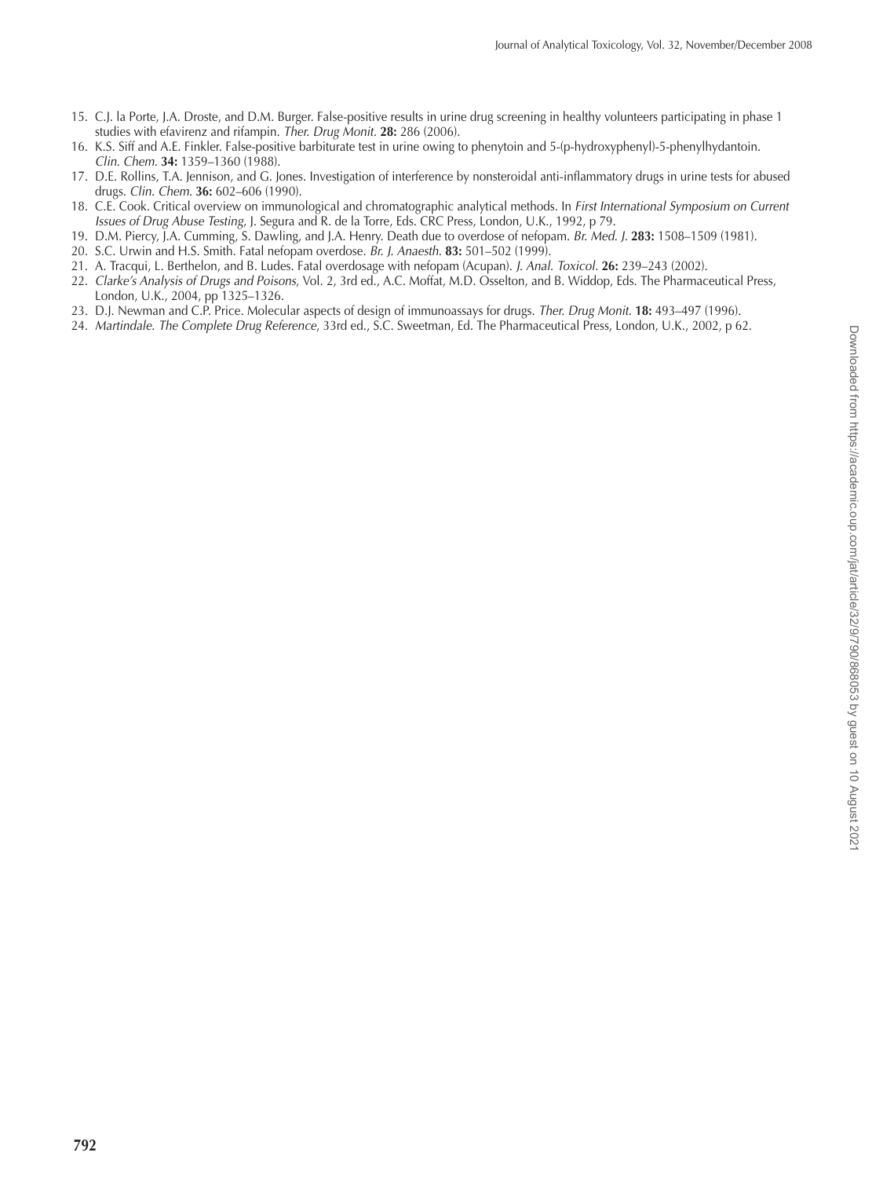15. C.J. la Porte, J.A. Droste, and D.M. Burger. False-positive results in urine drug screening in healthy volunteers participating in phase 1 studies with efavirenz and rifampin. *Ther. Drug Monit.* **28:** 286 (2006).
16. K.S. Siff and A.E. Finkler. False-positive barbiturate test in urine owing to phenytoin and 5-(p-hydroxyphenyl)-5-phenylhydantoin. *Clin. Chem.* **34:** 1359–1360 (1988).
17. D.E. Rollins, T.A. Jennison, and G. Jones. Investigation of interference by nonsteroidal anti-inflammatory drugs in urine tests for abused drugs. *Clin. Chem.* **36:** 602–606 (1990).
18. C.E. Cook. Critical overview on immunological and chromatographic analytical methods. In *First International Symposium on Current Issues of Drug Abuse Testing*, J. Segura and R. de la Torre, Eds. CRC Press, London, U.K., 1992, p 79.
19. D.M. Piercy, J.A. Cumming, S. Dawling, and J.A. Henry. Death due to overdose of nefopam. *Br. Med. J.* **283:** 1508–1509 (1981).
20. S.C. Urwin and H.S. Smith. Fatal nefopam overdose. *Br. J. Anaesth.* **83:** 501–502 (1999).
21. A. Tracqui, L. Berthelon, and B. Ludes. Fatal overdosage with nefopam (Acupan). *J. Anal. Toxicol.* **26:** 239–243 (2002).
22. *Clarke's Analysis of Drugs and Poisons*, Vol. 2, 3rd ed., A.C. Moffat, M.D. Osselton, and B. Widdop, Eds. The Pharmaceutical Press, London, U.K., 2004, pp 1325–1326.
23. D.J. Newman and C.P. Price. Molecular aspects of design of immunoassays for drugs. *Ther. Drug Monit.* **18:** 493–497 (1996).
24. *Martindale. The Complete Drug Reference*, 33rd ed., S.C. Sweetman, Ed. The Pharmaceutical Press, London, U.K., 2002, p 62.